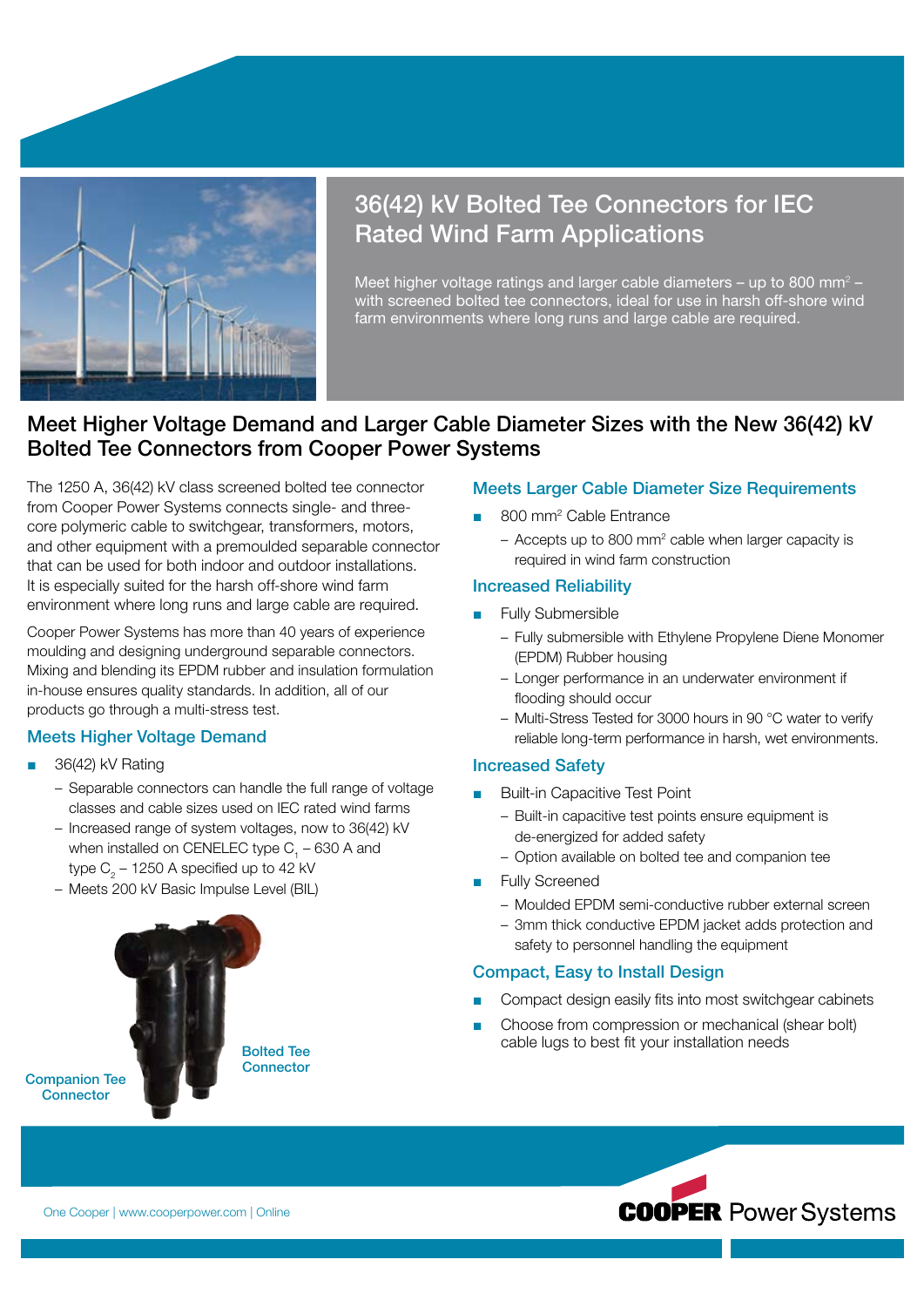# 36(42) kV Bolted Tee Connectors for IEC Rated Wind Farm Applications

Meet higher voltage ratings and larger cable diameters – up to 800 mm$^2$ – with screened bolted tee connectors, ideal for use in harsh off-shore wind farm environments where long runs and large cable are required.

## Meet Higher Voltage Demand and Larger Cable Diameter Sizes with the New 36(42) kV Bolted Tee Connectors from Cooper Power Systems

The 1250 A, 36(42) kV class screened bolted tee connector from Cooper Power Systems connects single- and three-core polymeric cable to switchgear, transformers, motors, and other equipment with a premoulded separable connector that can be used for both indoor and outdoor installations. It is especially suited for the harsh off-shore wind farm environment where long runs and large cable are required.

Cooper Power Systems has more than 40 years of experience moulding and designing underground separable connectors. Mixing and blending its EPDM rubber and insulation formulation in-house ensures quality standards. In addition, all of our products go through a multi-stress test.

### Meets Higher Voltage Demand

- 36(42) kV Rating
  - Separable connectors can handle the full range of voltage classes and cable sizes used on IEC rated wind farms
  - Increased range of system voltages, now to 36(42) kV when installed on CENELEC type $C_1$ – 630 A and type $C_2$ – 1250 A specified up to 42 kV
  - Meets 200 kV Basic Impulse Level (BIL)

Companion Tee Connector

Bolted Tee Connector

### Meets Larger Cable Diameter Size Requirements

- 800 mm$^2$ Cable Entrance
  - Accepts up to 800 mm$^2$ cable when larger capacity is required in wind farm construction

### Increased Reliability

- Fully Submersible
  - Fully submersible with Ethylene Propylene Diene Monomer (EPDM) Rubber housing
  - Longer performance in an underwater environment if flooding should occur
  - Multi-Stress Tested for 3000 hours in 90 °C water to verify reliable long-term performance in harsh, wet environments.

### Increased Safety

- Built-in Capacitive Test Point
  - Built-in capacitive test points ensure equipment is de-energized for added safety
  - Option available on bolted tee and companion tee
- Fully Screened
  - Moulded EPDM semi-conductive rubber external screen
  - 3mm thick conductive EPDM jacket adds protection and safety to personnel handling the equipment

### Compact, Easy to Install Design

- Compact design easily fits into most switchgear cabinets
- Choose from compression or mechanical (shear bolt) cable lugs to best fit your installation needs

One Cooper | www.cooperpower.com | Online

COOPER Power Systems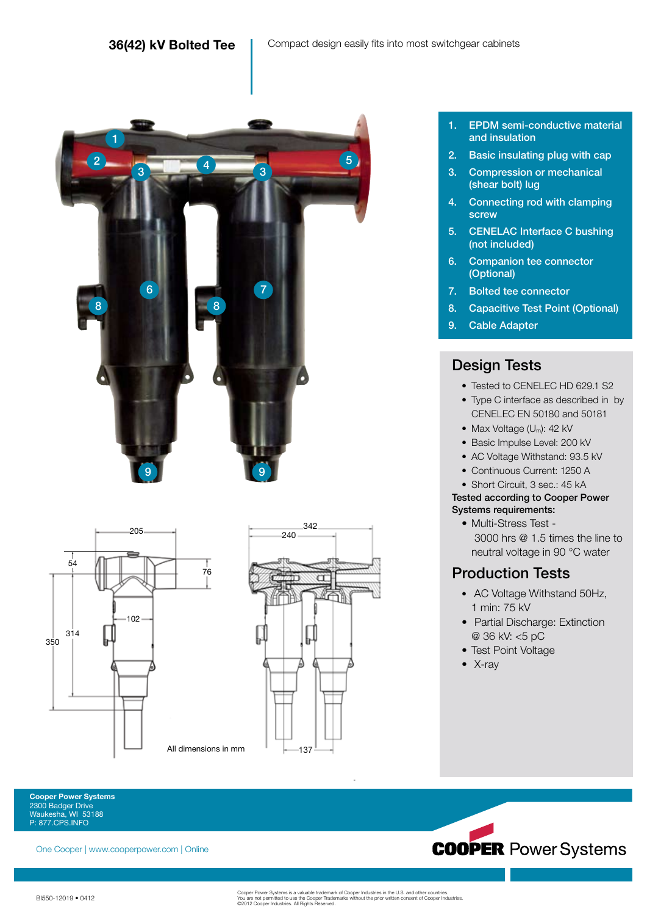## 36(42) kV Bolted Tee

Compact design easily fits into most switchgear cabinets

1. EPDM semi-conductive material and insulation
2. Basic insulating plug with cap
3. Compression or mechanical (shear bolt) lug
4. Connecting rod with clamping screw
5. CENELAC Interface C bushing (not included)
6. Companion tee connector (Optional)
7. Bolted tee connector
8. Capacitive Test Point (Optional)
9. Cable Adapter

205
54
76
102
314
350
342
240
137
All dimensions in mm

## Design Tests

- Tested to CENELEC HD 629.1 S2
- Type C interface as described in by CENELEC EN 50180 and 50181
- Max Voltage ($U_m$): 42 kV
- Basic Impulse Level: 200 kV
- AC Voltage Withstand: 93.5 kV
- Continuous Current: 1250 A
- Short Circuit, 3 sec.: 45 kA

**Tested according to Cooper Power Systems requirements:**

- Multi-Stress Test - 3000 hrs @ 1.5 times the line to neutral voltage in 90 °C water

## Production Tests

- AC Voltage Withstand 50Hz, 1 min: 75 kV
- Partial Discharge: Extinction @ 36 kV: <5 pC
- Test Point Voltage
- X-ray

**Cooper Power Systems**
2300 Badger Drive
Waukesha, WI 53188
P: 877.CPS.INFO

One Cooper | www.cooperpower.com | Online

COOPER Power Systems

BI550-12019 • 0412

Cooper Power Systems is a valuable trademark of Cooper Industries in the U.S. and other countries. You are not permitted to use the Cooper Trademarks without the prior written consent of Cooper Industries. ©2012 Cooper Industries. All Rights Reserved.